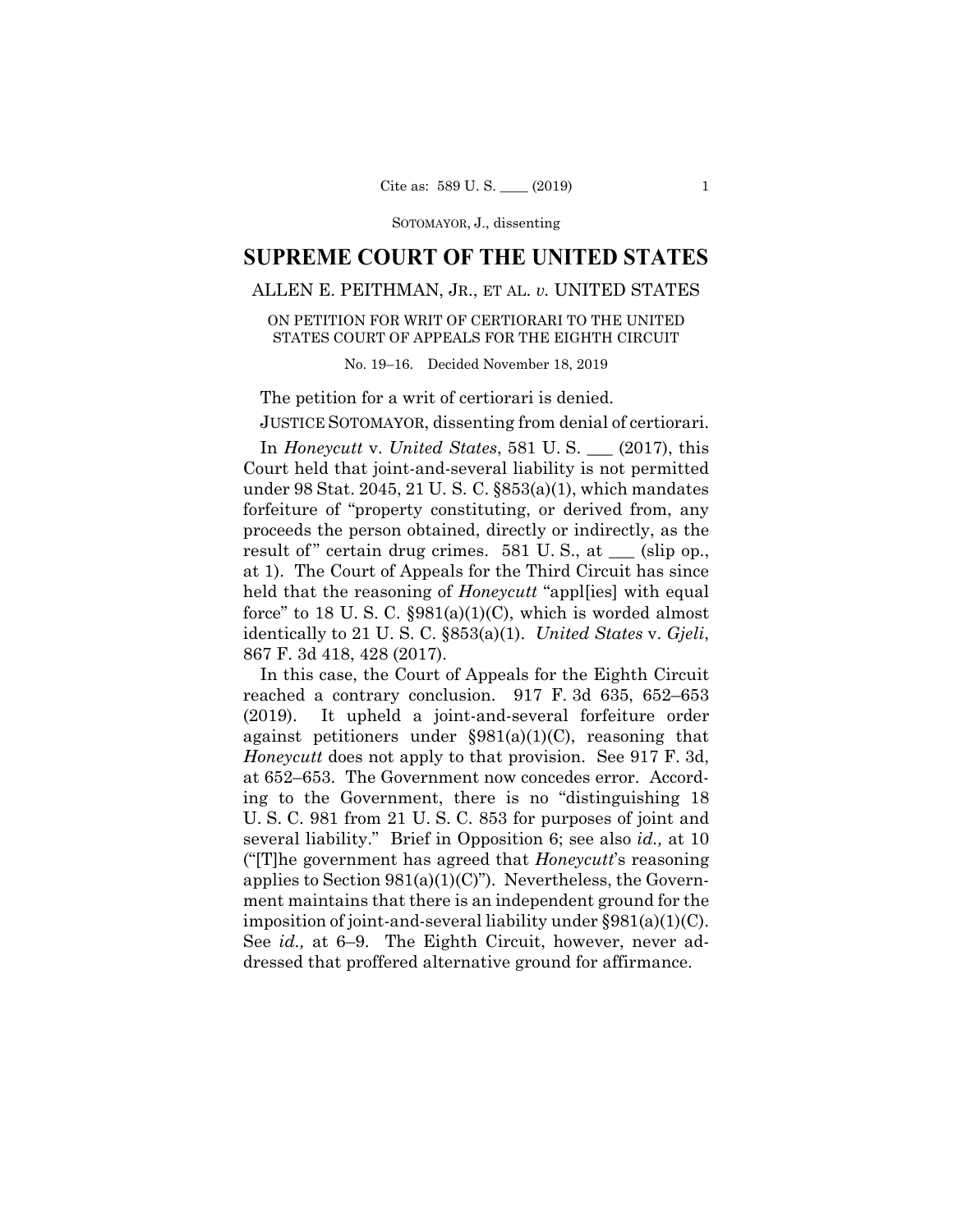# SUPREME COURT OF THE UNITED STATES

ALLEN E. PEITHMAN, JR., ET AL. *v.* UNITED STATES

ON PETITION FOR WRIT OF CERTIORARI TO THE UNITED STATES COURT OF APPEALS FOR THE EIGHTH CIRCUIT

No. 19–16. Decided November 18, 2019

The petition for a writ of certiorari is denied.

JUSTICE SOTOMAYOR, dissenting from denial of certiorari.

In *Honeycutt* v. *United States*, 581 U. S. ___ (2017), this Court held that joint-and-several liability is not permitted under 98 Stat. 2045, 21 U. S. C. §853(a)(1), which mandates forfeiture of "property constituting, or derived from, any proceeds the person obtained, directly or indirectly, as the result of" certain drug crimes. 581 U. S., at ___ (slip op., at 1). The Court of Appeals for the Third Circuit has since held that the reasoning of *Honeycutt* "appl[ies] with equal force" to 18 U. S. C. §981(a)(1)(C), which is worded almost identically to 21 U. S. C. §853(a)(1). *United States* v. *Gjeli*, 867 F. 3d 418, 428 (2017).

In this case, the Court of Appeals for the Eighth Circuit reached a contrary conclusion. 917 F. 3d 635, 652–653 (2019). It upheld a joint-and-several forfeiture order against petitioners under §981(a)(1)(C), reasoning that *Honeycutt* does not apply to that provision. See 917 F. 3d, at 652–653. The Government now concedes error. According to the Government, there is no "distinguishing 18 U. S. C. 981 from 21 U. S. C. 853 for purposes of joint and several liability." Brief in Opposition 6; see also *id.,* at 10 ("[T]he government has agreed that *Honeycutt*'s reasoning applies to Section 981(a)(1)(C)"). Nevertheless, the Government maintains that there is an independent ground for the imposition of joint-and-several liability under §981(a)(1)(C). See *id.,* at 6–9. The Eighth Circuit, however, never addressed that proffered alternative ground for affirmance.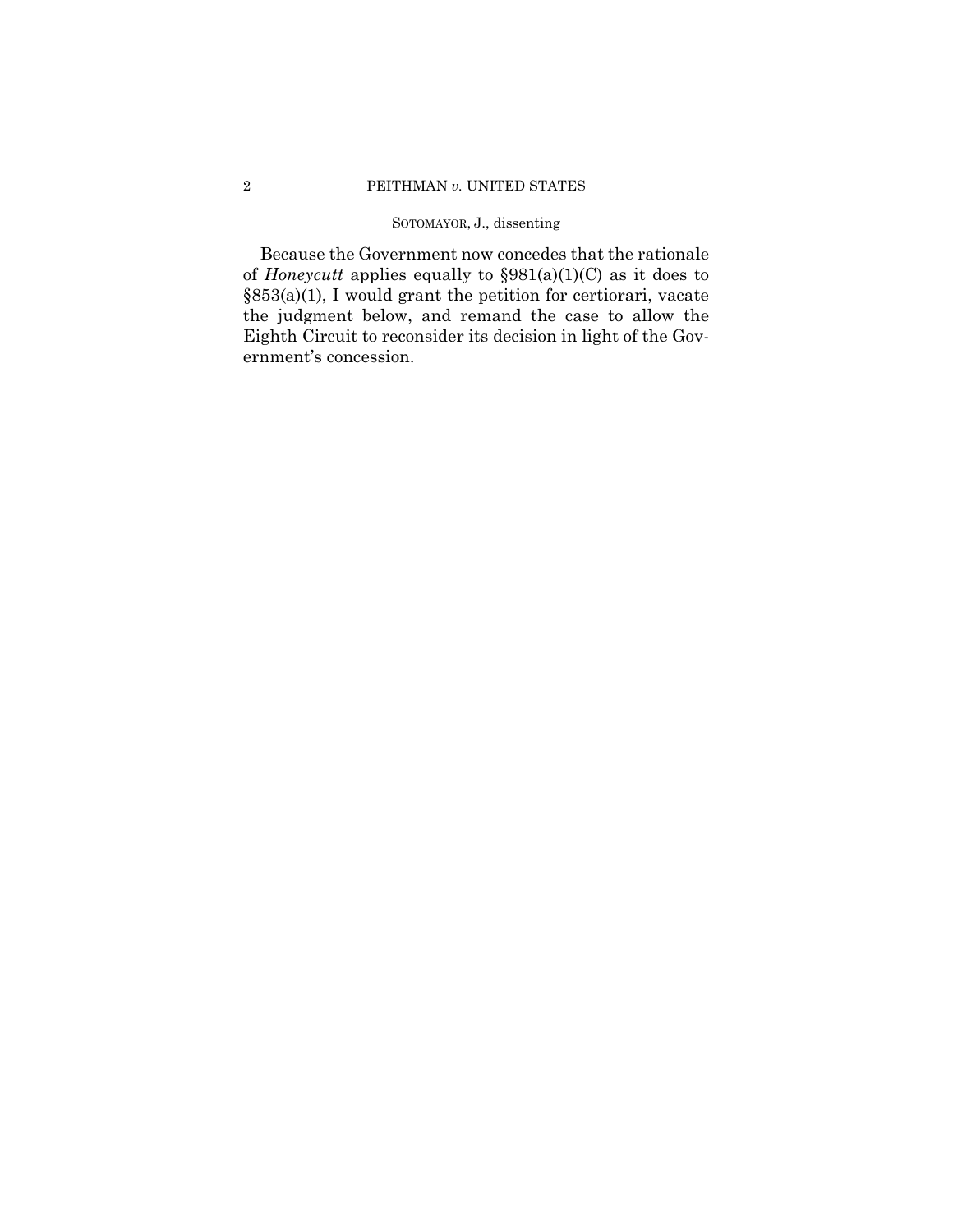Because the Government now concedes that the rationale of *Honeycutt* applies equally to §981(a)(1)(C) as it does to §853(a)(1), I would grant the petition for certiorari, vacate the judgment below, and remand the case to allow the Eighth Circuit to reconsider its decision in light of the Government's concession.